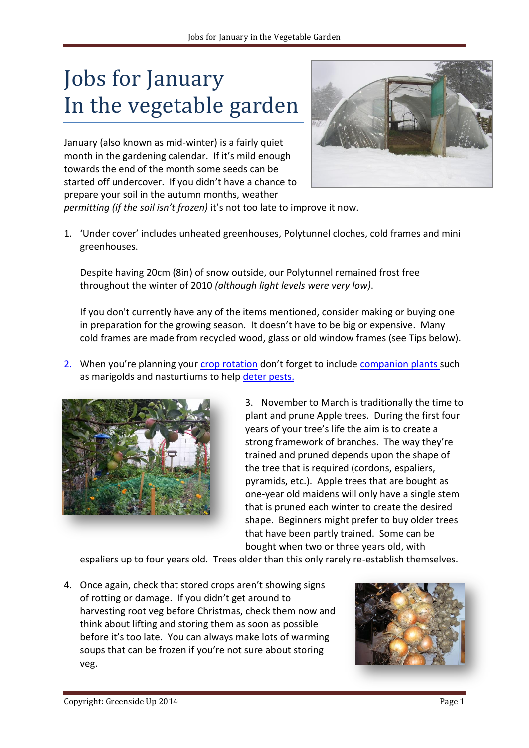# Jobs for January
# In the vegetable garden

January (also known as mid-winter) is a fairly quiet month in the gardening calendar. If it's mild enough towards the end of the month some seeds can be started off undercover. If you didn't have a chance to prepare your soil in the autumn months, weather *permitting (if the soil isn't frozen)* it's not too late to improve it now.

1. 'Under cover' includes unheated greenhouses, Polytunnel cloches, cold frames and mini greenhouses.

   Despite having 20cm (8in) of snow outside, our Polytunnel remained frost free throughout the winter of 2010 *(although light levels were very low)*.

   If you don't currently have any of the items mentioned, consider making or buying one in preparation for the growing season. It doesn't have to be big or expensive. Many cold frames are made from recycled wood, glass or old window frames (see Tips below).

2. When you're planning your crop rotation don't forget to include companion plants such as marigolds and nasturtiums to help deter pests.

3. November to March is traditionally the time to plant and prune Apple trees. During the first four years of your tree's life the aim is to create a strong framework of branches. The way they're trained and pruned depends upon the shape of the tree that is required (cordons, espaliers, pyramids, etc.). Apple trees that are bought as one-year old maidens will only have a single stem that is pruned each winter to create the desired shape. Beginners might prefer to buy older trees that have been partly trained. Some can be bought when two or three years old, with espaliers up to four years old. Trees older than this only rarely re-establish themselves.

4. Once again, check that stored crops aren't showing signs of rotting or damage. If you didn't get around to harvesting root veg before Christmas, check them now and think about lifting and storing them as soon as possible before it's too late. You can always make lots of warming soups that can be frozen if you're not sure about storing veg.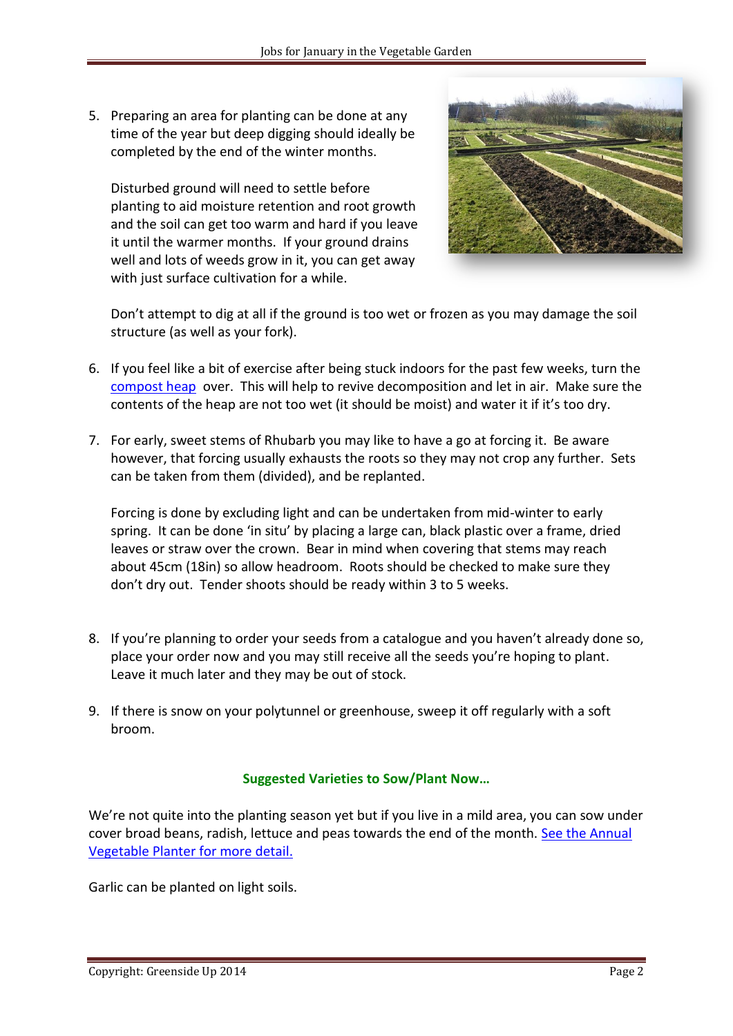5. Preparing an area for planting can be done at any time of the year but deep digging should ideally be completed by the end of the winter months.

   Disturbed ground will need to settle before planting to aid moisture retention and root growth and the soil can get too warm and hard if you leave it until the warmer months. If your ground drains well and lots of weeds grow in it, you can get away with just surface cultivation for a while.

   Don't attempt to dig at all if the ground is too wet or frozen as you may damage the soil structure (as well as your fork).

6. If you feel like a bit of exercise after being stuck indoors for the past few weeks, turn the compost heap over. This will help to revive decomposition and let in air. Make sure the contents of the heap are not too wet (it should be moist) and water it if it's too dry.

7. For early, sweet stems of Rhubarb you may like to have a go at forcing it. Be aware however, that forcing usually exhausts the roots so they may not crop any further. Sets can be taken from them (divided), and be replanted.

   Forcing is done by excluding light and can be undertaken from mid-winter to early spring. It can be done 'in situ' by placing a large can, black plastic over a frame, dried leaves or straw over the crown. Bear in mind when covering that stems may reach about 45cm (18in) so allow headroom. Roots should be checked to make sure they don't dry out. Tender shoots should be ready within 3 to 5 weeks.

8. If you're planning to order your seeds from a catalogue and you haven't already done so, place your order now and you may still receive all the seeds you're hoping to plant. Leave it much later and they may be out of stock.

9. If there is snow on your polytunnel or greenhouse, sweep it off regularly with a soft broom.

### Suggested Varieties to Sow/Plant Now…

We're not quite into the planting season yet but if you live in a mild area, you can sow under cover broad beans, radish, lettuce and peas towards the end of the month. See the Annual Vegetable Planter for more detail.

Garlic can be planted on light soils.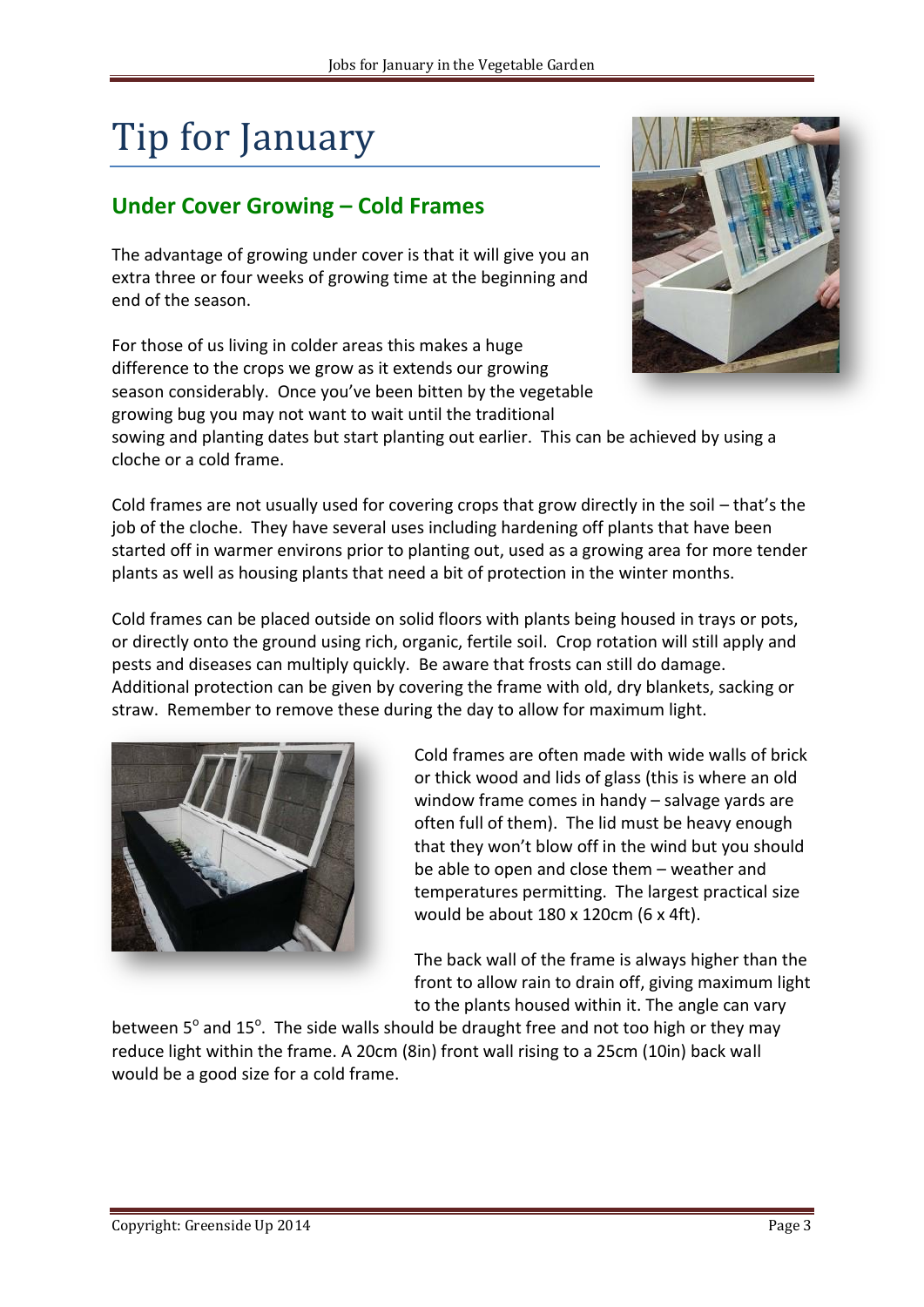# Tip for January

## **Under Cover Growing – Cold Frames**

The advantage of growing under cover is that it will give you an extra three or four weeks of growing time at the beginning and end of the season.

For those of us living in colder areas this makes a huge difference to the crops we grow as it extends our growing season considerably. Once you've been bitten by the vegetable growing bug you may not want to wait until the traditional sowing and planting dates but start planting out earlier. This can be achieved by using a cloche or a cold frame.

Cold frames are not usually used for covering crops that grow directly in the soil – that's the job of the cloche. They have several uses including hardening off plants that have been started off in warmer environs prior to planting out, used as a growing area for more tender plants as well as housing plants that need a bit of protection in the winter months.

Cold frames can be placed outside on solid floors with plants being housed in trays or pots, or directly onto the ground using rich, organic, fertile soil. Crop rotation will still apply and pests and diseases can multiply quickly. Be aware that frosts can still do damage. Additional protection can be given by covering the frame with old, dry blankets, sacking or straw. Remember to remove these during the day to allow for maximum light.

Cold frames are often made with wide walls of brick or thick wood and lids of glass (this is where an old window frame comes in handy – salvage yards are often full of them). The lid must be heavy enough that they won't blow off in the wind but you should be able to open and close them – weather and temperatures permitting. The largest practical size would be about 180 x 120cm (6 x 4ft).

The back wall of the frame is always higher than the front to allow rain to drain off, giving maximum light to the plants housed within it. The angle can vary between 5° and 15°. The side walls should be draught free and not too high or they may reduce light within the frame. A 20cm (8in) front wall rising to a 25cm (10in) back wall would be a good size for a cold frame.

Copyright: Greenside Up 2014